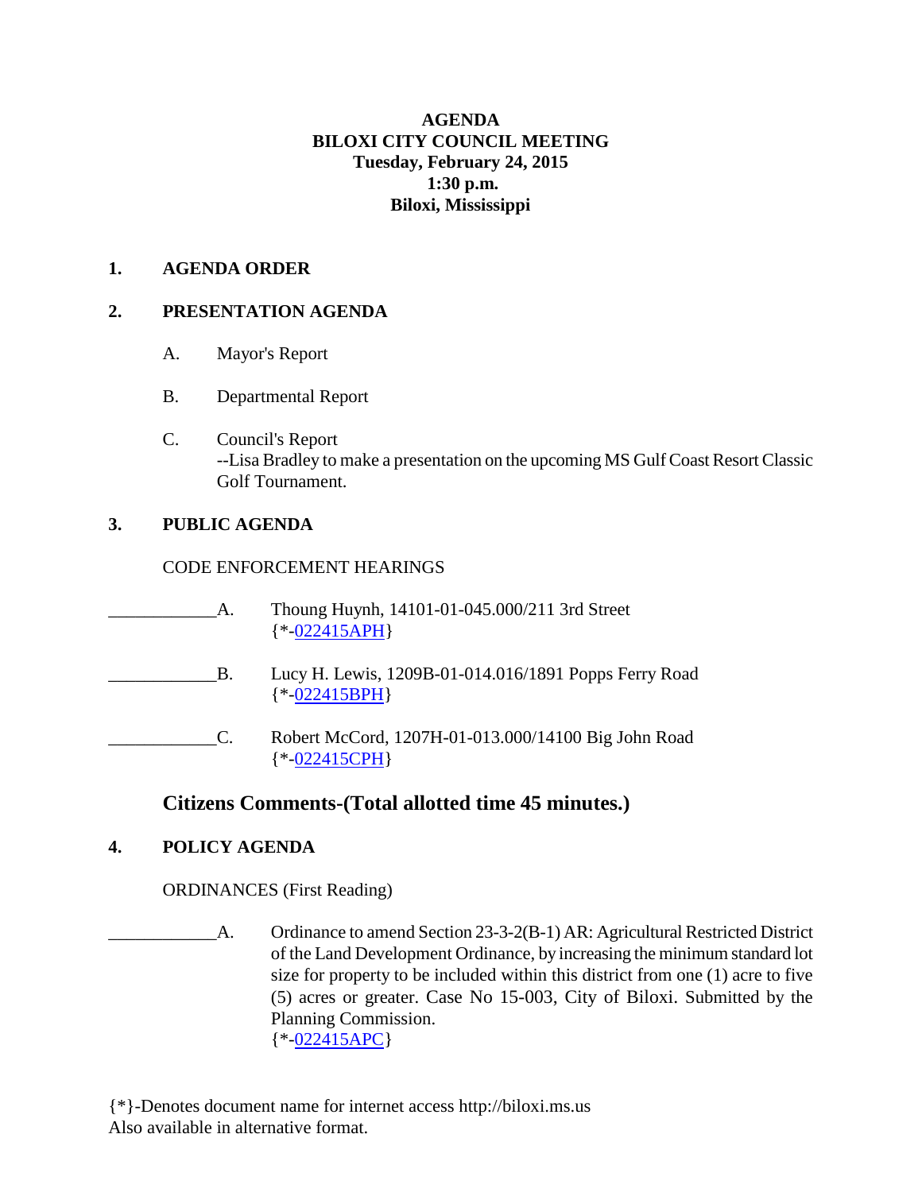# AGENDA
# BILOXI CITY COUNCIL MEETING
## Tuesday, February 24, 2015
## 1:30 p.m.
## Biloxi, Mississippi

## 1. AGENDA ORDER

## 2. PRESENTATION AGENDA

A. Mayor's Report

B. Departmental Report

C. Council's Report
--Lisa Bradley to make a presentation on the upcoming MS Gulf Coast Resort Classic Golf Tournament.

## 3. PUBLIC AGENDA

CODE ENFORCEMENT HEARINGS

____________A. Thoung Huynh, 14101-01-045.000/211 3rd Street
{*-022415APH}

____________B. Lucy H. Lewis, 1209B-01-014.016/1891 Popps Ferry Road
{*-022415BPH}

____________C. Robert McCord, 1207H-01-013.000/14100 Big John Road
{*-022415CPH}

## Citizens Comments-(Total allotted time 45 minutes.)

## 4. POLICY AGENDA

ORDINANCES (First Reading)

____________A. Ordinance to amend Section 23-3-2(B-1) AR: Agricultural Restricted District of the Land Development Ordinance, by increasing the minimum standard lot size for property to be included within this district from one (1) acre to five (5) acres or greater. Case No 15-003, City of Biloxi. Submitted by the Planning Commission.
{*-022415APC}

{*}-Denotes document name for internet access http://biloxi.ms.us
Also available in alternative format.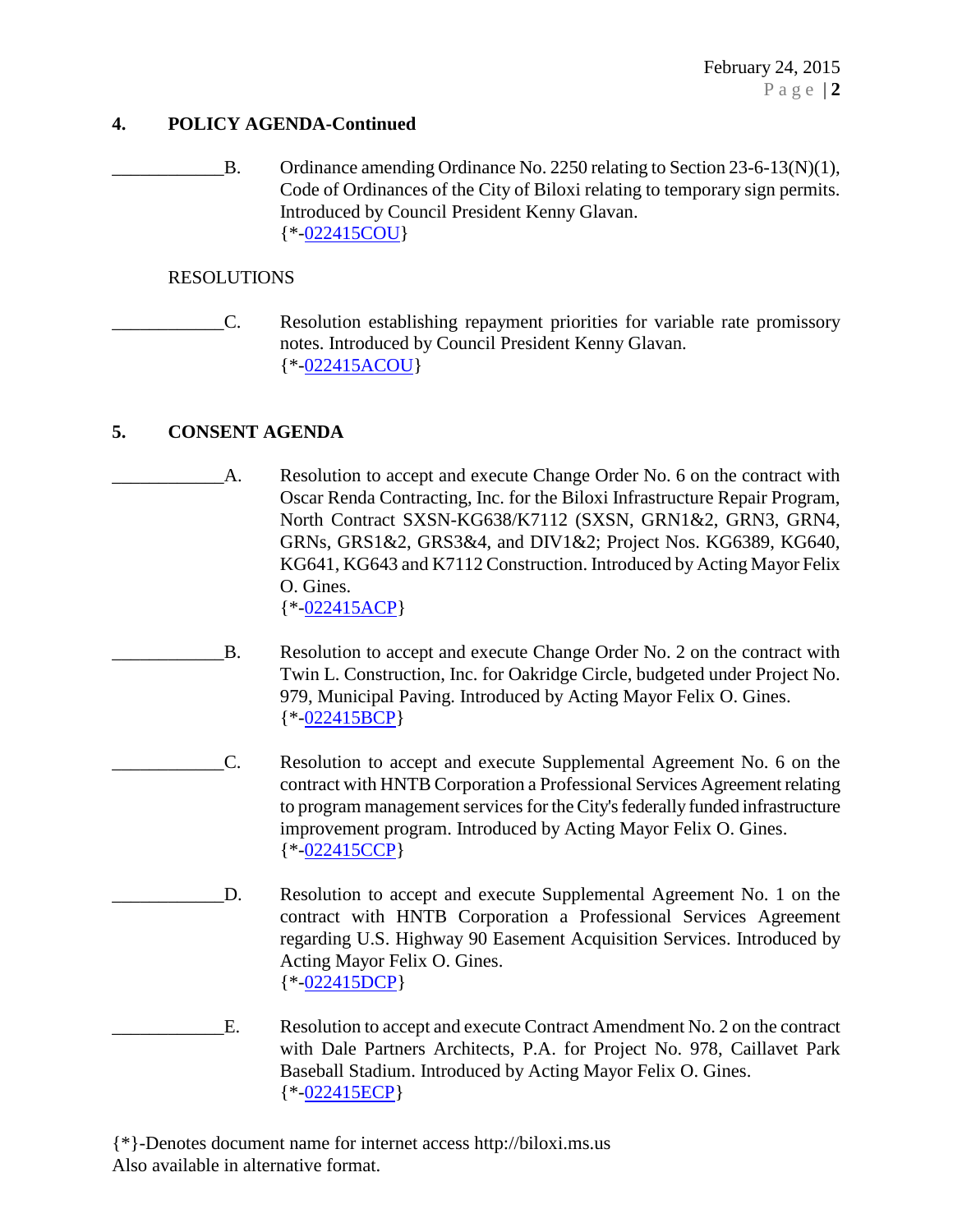## 4. POLICY AGENDA-Continued

____________B. Ordinance amending Ordinance No. 2250 relating to Section 23-6-13(N)(1), Code of Ordinances of the City of Biloxi relating to temporary sign permits. Introduced by Council President Kenny Glavan.
{*-022415COU}

RESOLUTIONS

____________C. Resolution establishing repayment priorities for variable rate promissory notes. Introduced by Council President Kenny Glavan.
{*-022415ACOU}

## 5. CONSENT AGENDA

____________A. Resolution to accept and execute Change Order No. 6 on the contract with Oscar Renda Contracting, Inc. for the Biloxi Infrastructure Repair Program, North Contract SXSN-KG638/K7112 (SXSN, GRN1&2, GRN3, GRN4, GRNs, GRS1&2, GRS3&4, and DIV1&2; Project Nos. KG6389, KG640, KG641, KG643 and K7112 Construction. Introduced by Acting Mayor Felix O. Gines.
{*-022415ACP}

____________B. Resolution to accept and execute Change Order No. 2 on the contract with Twin L. Construction, Inc. for Oakridge Circle, budgeted under Project No. 979, Municipal Paving. Introduced by Acting Mayor Felix O. Gines.
{*-022415BCP}

____________C. Resolution to accept and execute Supplemental Agreement No. 6 on the contract with HNTB Corporation a Professional Services Agreement relating to program management services for the City's federally funded infrastructure improvement program. Introduced by Acting Mayor Felix O. Gines.
{*-022415CCP}

____________D. Resolution to accept and execute Supplemental Agreement No. 1 on the contract with HNTB Corporation a Professional Services Agreement regarding U.S. Highway 90 Easement Acquisition Services. Introduced by Acting Mayor Felix O. Gines.
{*-022415DCP}

____________E. Resolution to accept and execute Contract Amendment No. 2 on the contract with Dale Partners Architects, P.A. for Project No. 978, Caillavet Park Baseball Stadium. Introduced by Acting Mayor Felix O. Gines.
{*-022415ECP}

{*}-Denotes document name for internet access http://biloxi.ms.us
Also available in alternative format.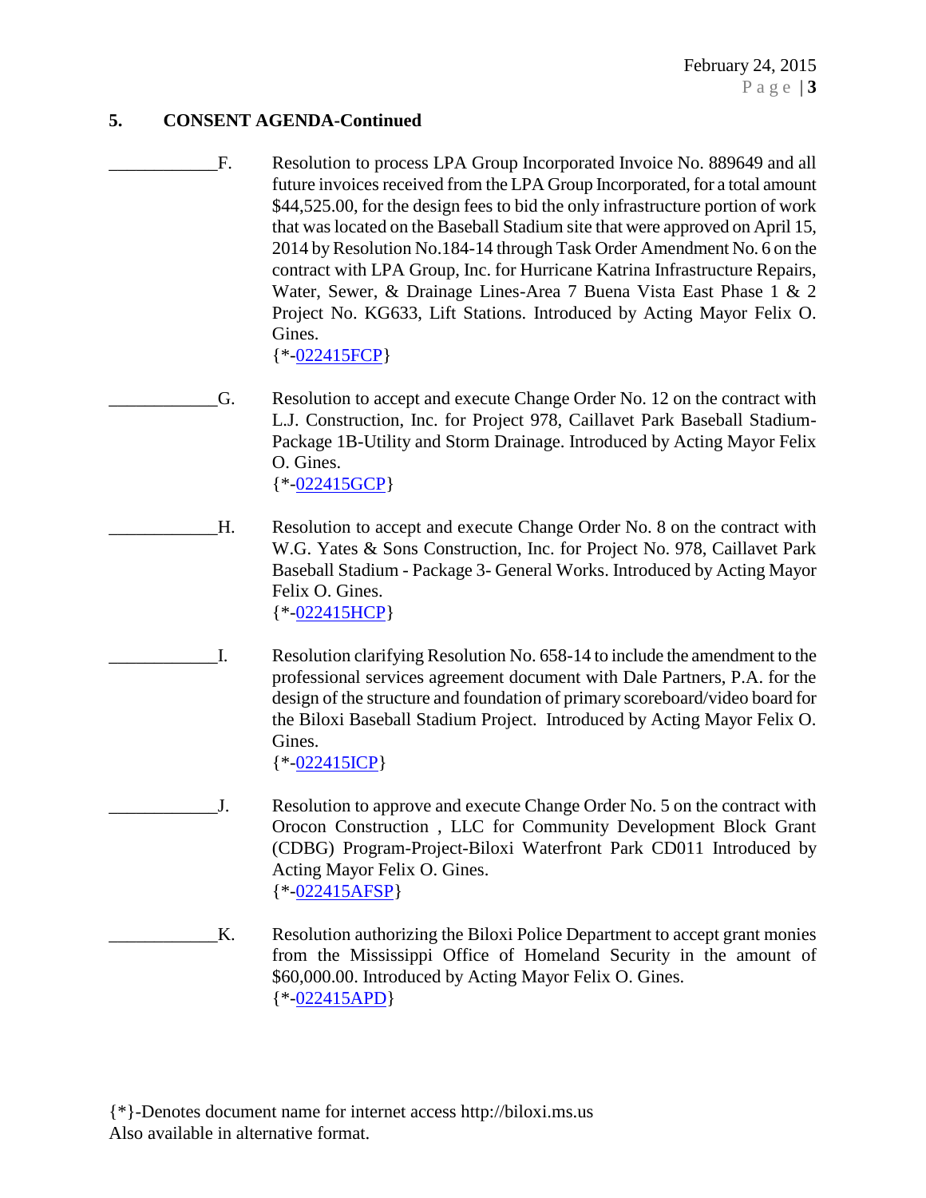## 5. CONSENT AGENDA-Continued

____________F. Resolution to process LPA Group Incorporated Invoice No. 889649 and all future invoices received from the LPA Group Incorporated, for a total amount $44,525.00, for the design fees to bid the only infrastructure portion of work that was located on the Baseball Stadium site that were approved on April 15, 2014 by Resolution No.184-14 through Task Order Amendment No. 6 on the contract with LPA Group, Inc. for Hurricane Katrina Infrastructure Repairs, Water, Sewer, & Drainage Lines-Area 7 Buena Vista East Phase 1 & 2 Project No. KG633, Lift Stations. Introduced by Acting Mayor Felix O. Gines.
{*-022415FCP}

____________G. Resolution to accept and execute Change Order No. 12 on the contract with L.J. Construction, Inc. for Project 978, Caillavet Park Baseball Stadium-Package 1B-Utility and Storm Drainage. Introduced by Acting Mayor Felix O. Gines.
{*-022415GCP}

____________H. Resolution to accept and execute Change Order No. 8 on the contract with W.G. Yates & Sons Construction, Inc. for Project No. 978, Caillavet Park Baseball Stadium - Package 3- General Works. Introduced by Acting Mayor Felix O. Gines.
{*-022415HCP}

____________I. Resolution clarifying Resolution No. 658-14 to include the amendment to the professional services agreement document with Dale Partners, P.A. for the design of the structure and foundation of primary scoreboard/video board for the Biloxi Baseball Stadium Project. Introduced by Acting Mayor Felix O. Gines.
{*-022415ICP}

____________J. Resolution to approve and execute Change Order No. 5 on the contract with Orocon Construction , LLC for Community Development Block Grant (CDBG) Program-Project-Biloxi Waterfront Park CD011 Introduced by Acting Mayor Felix O. Gines.
{*-022415AFSP}

____________K. Resolution authorizing the Biloxi Police Department to accept grant monies from the Mississippi Office of Homeland Security in the amount of $60,000.00. Introduced by Acting Mayor Felix O. Gines.
{*-022415APD}

{*}-Denotes document name for internet access http://biloxi.ms.us
Also available in alternative format.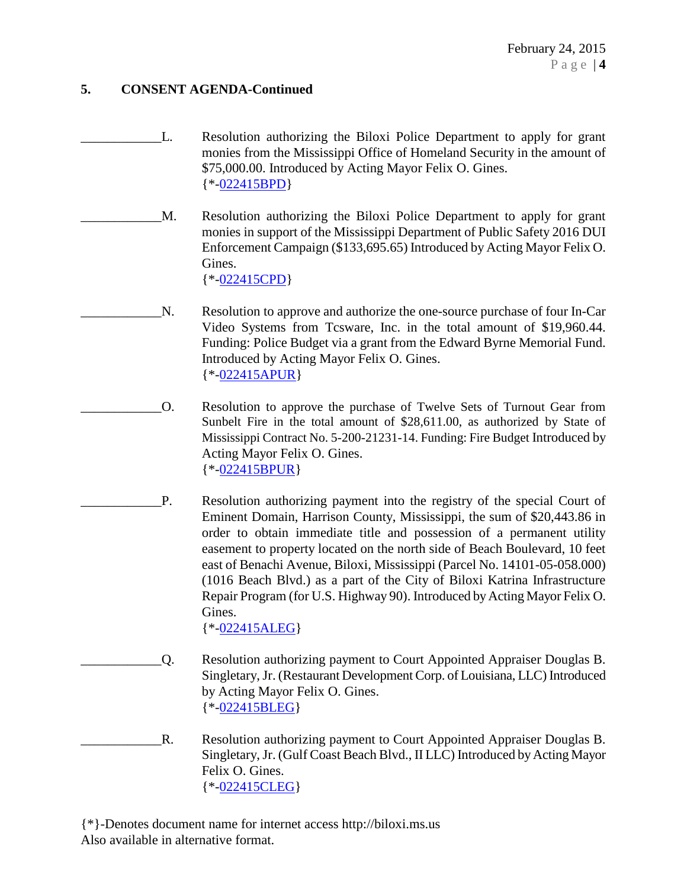## 5. CONSENT AGENDA-Continued

____________L. Resolution authorizing the Biloxi Police Department to apply for grant monies from the Mississippi Office of Homeland Security in the amount of $75,000.00. Introduced by Acting Mayor Felix O. Gines.
{*-022415BPD}

____________M. Resolution authorizing the Biloxi Police Department to apply for grant monies in support of the Mississippi Department of Public Safety 2016 DUI Enforcement Campaign ($133,695.65) Introduced by Acting Mayor Felix O. Gines.
{*-022415CPD}

____________N. Resolution to approve and authorize the one-source purchase of four In-Car Video Systems from Tcsware, Inc. in the total amount of $19,960.44. Funding: Police Budget via a grant from the Edward Byrne Memorial Fund. Introduced by Acting Mayor Felix O. Gines.
{*-022415APUR}

____________O. Resolution to approve the purchase of Twelve Sets of Turnout Gear from Sunbelt Fire in the total amount of $28,611.00, as authorized by State of Mississippi Contract No. 5-200-21231-14. Funding: Fire Budget Introduced by Acting Mayor Felix O. Gines.
{*-022415BPUR}

____________P. Resolution authorizing payment into the registry of the special Court of Eminent Domain, Harrison County, Mississippi, the sum of $20,443.86 in order to obtain immediate title and possession of a permanent utility easement to property located on the north side of Beach Boulevard, 10 feet east of Benachi Avenue, Biloxi, Mississippi (Parcel No. 14101-05-058.000) (1016 Beach Blvd.) as a part of the City of Biloxi Katrina Infrastructure Repair Program (for U.S. Highway 90). Introduced by Acting Mayor Felix O. Gines.
{*-022415ALEG}

____________Q. Resolution authorizing payment to Court Appointed Appraiser Douglas B. Singletary, Jr. (Restaurant Development Corp. of Louisiana, LLC) Introduced by Acting Mayor Felix O. Gines.
{*-022415BLEG}

____________R. Resolution authorizing payment to Court Appointed Appraiser Douglas B. Singletary, Jr. (Gulf Coast Beach Blvd., II LLC) Introduced by Acting Mayor Felix O. Gines.
{*-022415CLEG}

{*}-Denotes document name for internet access http://biloxi.ms.us
Also available in alternative format.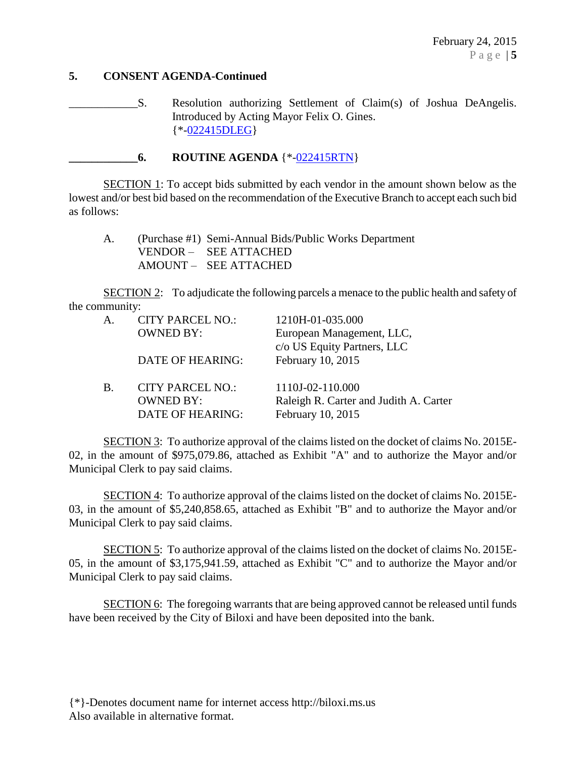**5. CONSENT AGENDA-Continued**

____________S. Resolution authorizing Settlement of Claim(s) of Joshua DeAngelis. Introduced by Acting Mayor Felix O. Gines. {*-022415DLEG}

**____________6. ROUTINE AGENDA** {*-022415RTN}

SECTION 1: To accept bids submitted by each vendor in the amount shown below as the lowest and/or best bid based on the recommendation of the Executive Branch to accept each such bid as follows:

A. (Purchase #1) Semi-Annual Bids/Public Works Department
VENDOR – SEE ATTACHED
AMOUNT – SEE ATTACHED

SECTION 2: To adjudicate the following parcels a menace to the public health and safety of the community:

A. CITY PARCEL NO.: 1210H-01-035.000
OWNED BY: European Management, LLC, c/o US Equity Partners, LLC
DATE OF HEARING: February 10, 2015

B. CITY PARCEL NO.: 1110J-02-110.000
OWNED BY: Raleigh R. Carter and Judith A. Carter
DATE OF HEARING: February 10, 2015

SECTION 3: To authorize approval of the claims listed on the docket of claims No. 2015E-02, in the amount of $975,079.86, attached as Exhibit "A" and to authorize the Mayor and/or Municipal Clerk to pay said claims.

SECTION 4: To authorize approval of the claims listed on the docket of claims No. 2015E-03, in the amount of $5,240,858.65, attached as Exhibit "B" and to authorize the Mayor and/or Municipal Clerk to pay said claims.

SECTION 5: To authorize approval of the claims listed on the docket of claims No. 2015E-05, in the amount of $3,175,941.59, attached as Exhibit "C" and to authorize the Mayor and/or Municipal Clerk to pay said claims.

SECTION 6: The foregoing warrants that are being approved cannot be released until funds have been received by the City of Biloxi and have been deposited into the bank.

{*}-Denotes document name for internet access http://biloxi.ms.us
Also available in alternative format.